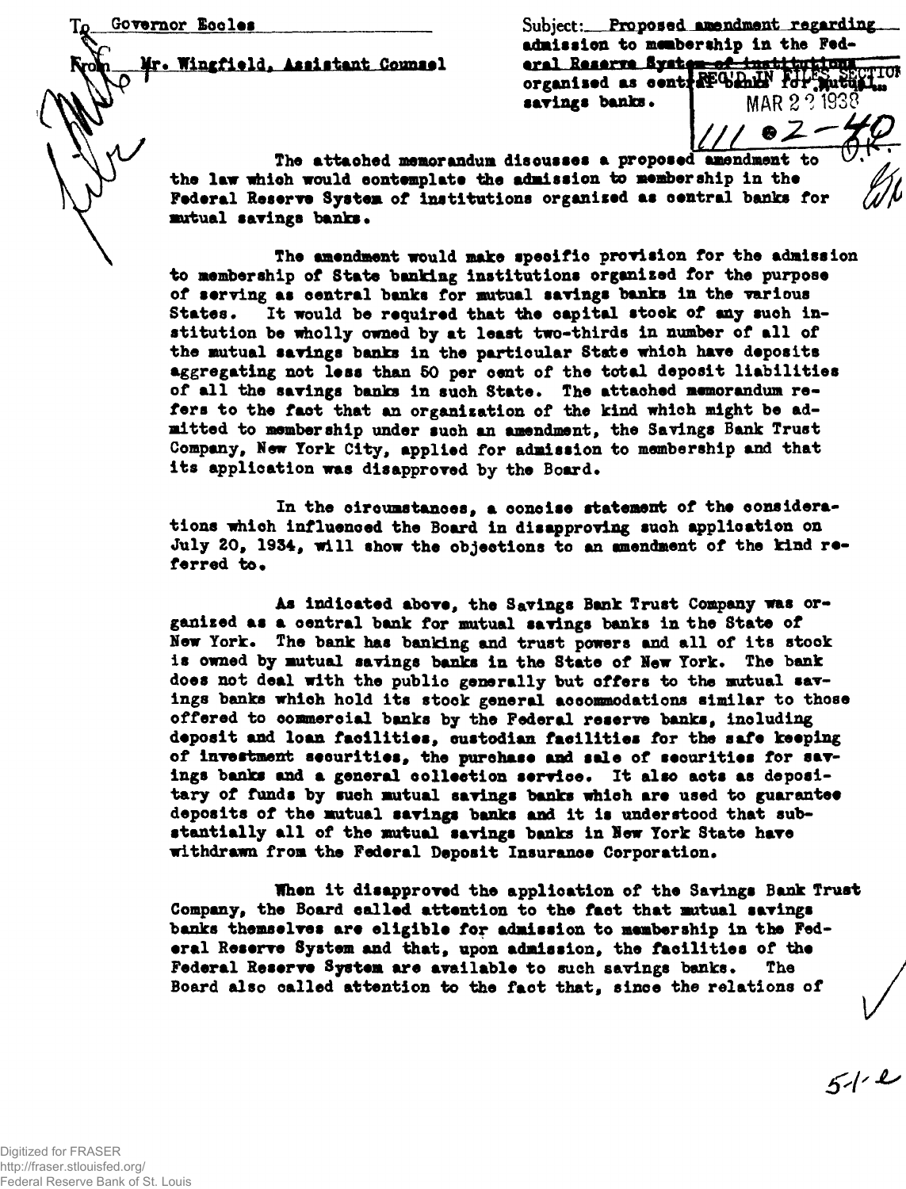To Governor Eccles

From Mr. Wingfield, Assistant Counsel

Subject: Proposed amendment regarding admission to membership in the Federal Reserve System of institutions organized as central banks for mutual savings banks.

REC'D IN FILES SECTION
MAR 22 1938

The attached memorandum discusses a proposed amendment to the law which would contemplate the admission to membership in the Federal Reserve System of institutions organized as central banks for mutual savings banks.

The amendment would make specific provision for the admission to membership of State banking institutions organized for the purpose of serving as central banks for mutual savings banks in the various States. It would be required that the capital stock of any such institution be wholly owned by at least two-thirds in number of all of the mutual savings banks in the particular State which have deposits aggregating not less than 50 per cent of the total deposit liabilities of all the savings banks in such State. The attached memorandum refers to the fact that an organization of the kind which might be admitted to membership under such an amendment, the Savings Bank Trust Company, New York City, applied for admission to membership and that its application was disapproved by the Board.

In the circumstances, a concise statement of the considerations which influenced the Board in disapproving such application on July 20, 1934, will show the objections to an amendment of the kind referred to.

As indicated above, the Savings Bank Trust Company was organized as a central bank for mutual savings banks in the State of New York. The bank has banking and trust powers and all of its stock is owned by mutual savings banks in the State of New York. The bank does not deal with the public generally but offers to the mutual savings banks which hold its stock general accommodations similar to those offered to commercial banks by the Federal reserve banks, including deposit and loan facilities, custodian facilities for the safe keeping of investment securities, the purchase and sale of securities for savings banks and a general collection service. It also acts as depositary of funds by such mutual savings banks which are used to guarantee deposits of the mutual savings banks and it is understood that substantially all of the mutual savings banks in New York State have withdrawn from the Federal Deposit Insurance Corporation.

When it disapproved the application of the Savings Bank Trust Company, the Board called attention to the fact that mutual savings banks themselves are eligible for admission to membership in the Federal Reserve System and that, upon admission, the facilities of the Federal Reserve System are available to such savings banks. The Board also called attention to the fact that, since the relations of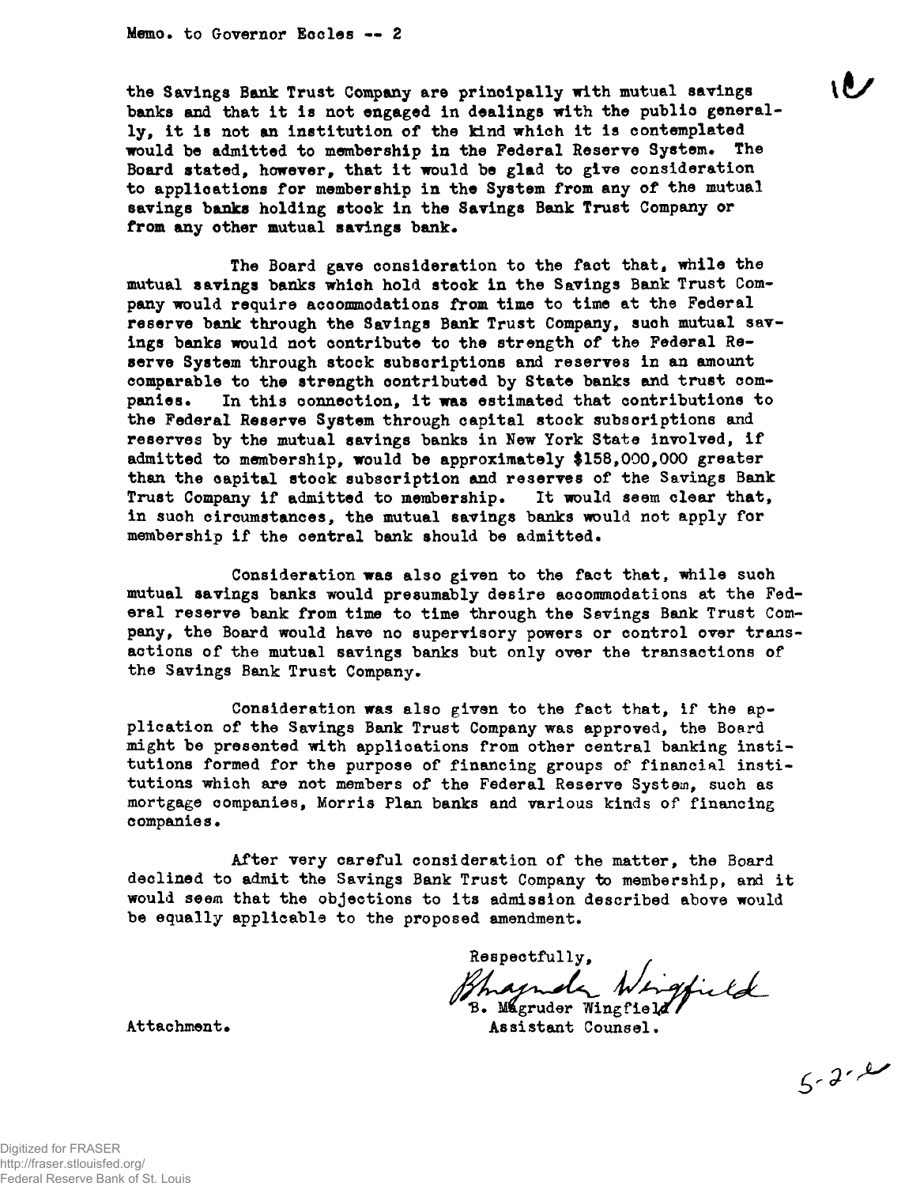the Savings Bank Trust Company are principally with mutual savings banks and that it is not engaged in dealings with the public generally, it is not an institution of the kind which it is contemplated would be admitted to membership in the Federal Reserve System. The Board stated, however, that it would be glad to give consideration to applications for membership in the System from any of the mutual savings banks holding stock in the Savings Bank Trust Company or from any other mutual savings bank.

The Board gave consideration to the fact that, while the mutual savings banks which hold stock in the Savings Bank Trust Company would require accommodations from time to time at the Federal reserve bank through the Savings Bank Trust Company, such mutual savings banks would not contribute to the strength of the Federal Reserve System through stock subscriptions and reserves in an amount comparable to the strength contributed by State banks and trust companies. In this connection, it was estimated that contributions to the Federal Reserve System through capital stock subscriptions and reserves by the mutual savings banks in New York State involved, if admitted to membership, would be approximately $158,000,000 greater than the capital stock subscription and reserves of the Savings Bank Trust Company if admitted to membership. It would seem clear that, in such circumstances, the mutual savings banks would not apply for membership if the central bank should be admitted.

Consideration was also given to the fact that, while such mutual savings banks would presumably desire accommodations at the Federal reserve bank from time to time through the Savings Bank Trust Company, the Board would have no supervisory powers or control over transactions of the mutual savings banks but only over the transactions of the Savings Bank Trust Company.

Consideration was also given to the fact that, if the application of the Savings Bank Trust Company was approved, the Board might be presented with applications from other central banking institutions formed for the purpose of financing groups of financial institutions which are not members of the Federal Reserve System, such as mortgage companies, Morris Plan banks and various kinds of financing companies.

After very careful consideration of the matter, the Board declined to admit the Savings Bank Trust Company to membership, and it would seem that the objections to its admission described above would be equally applicable to the proposed amendment.

Respectfully,

B. Magruder Wingfield
Assistant Counsel.

Attachment.